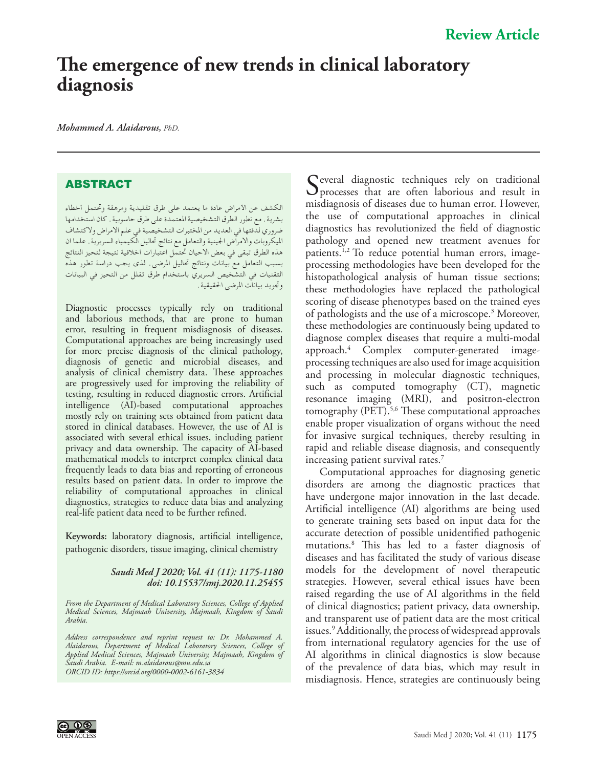Review Article

# The emergence of new trends in clinical laboratory diagnosis

*Mohammed A. Alaidarous, PhD.*

## ABSTRACT

الكشف عن الأمراض عادة ما يعتمد على طرق تقليدية ومرهقة وتحتمل أخطاء بشرية. مع تطور الطرق التشخيصية المعتمدة على طرق حاسوبية. كان استخدامها ضروري لدقتها في العديد من المختبرات التشخيصية في علم الأمراض ولاكتشاف الميكروبات والأمراض الجينية والتعامل مع نتائج تحاليل الكيمياء السريرية. علما ان هذه الطرق تبقى في بعض الاحيان تحتمل اعتبارات اخلاقية نتيجة لتحيز النتائج بسبب التعامل مع بيانات ونتائج تحاليل المرضى. لذى يجب دراسة تطور هذه التقنيات في التشخيص السريري باستخدام طرق تقلل من التحيز في البيانات وتجويد بيانات المرضى الحقيقية.

Diagnostic processes typically rely on traditional and laborious methods, that are prone to human error, resulting in frequent misdiagnosis of diseases. Computational approaches are being increasingly used for more precise diagnosis of the clinical pathology, diagnosis of genetic and microbial diseases, and analysis of clinical chemistry data. These approaches are progressively used for improving the reliability of testing, resulting in reduced diagnostic errors. Artificial intelligence (AI)-based computational approaches mostly rely on training sets obtained from patient data stored in clinical databases. However, the use of AI is associated with several ethical issues, including patient privacy and data ownership. The capacity of AI-based mathematical models to interpret complex clinical data frequently leads to data bias and reporting of erroneous results based on patient data. In order to improve the reliability of computational approaches in clinical diagnostics, strategies to reduce data bias and analyzing real-life patient data need to be further refined.

**Keywords:** laboratory diagnosis, artificial intelligence, pathogenic disorders, tissue imaging, clinical chemistry

*Saudi Med J 2020; Vol. 41 (11): 1175-1180*
*doi: 10.15537/smj.2020.11.25455*

*From the Department of Medical Laboratory Sciences, College of Applied Medical Sciences, Majmaah University, Majmaah, Kingdom of Saudi Arabia.*

*Address correspondence and reprint request to: Dr. Mohammed A. Alaidarous, Department of Medical Laboratory Sciences, College of Applied Medical Sciences, Majmaah University, Majmaah, Kingdom of Saudi Arabia. E-mail: m.alaidarous@mu.edu.sa*
*ORCID ID: https://orcid.org/0000-0002-6161-3834*

Several diagnostic techniques rely on traditional processes that are often laborious and result in misdiagnosis of diseases due to human error. However, the use of computational approaches in clinical diagnostics has revolutionized the field of diagnostic pathology and opened new treatment avenues for patients.[1,2] To reduce potential human errors, image-processing methodologies have been developed for the histopathological analysis of human tissue sections; these methodologies have replaced the pathological scoring of disease phenotypes based on the trained eyes of pathologists and the use of a microscope.[3] Moreover, these methodologies are continuously being updated to diagnose complex diseases that require a multi-modal approach.[4] Complex computer-generated image-processing techniques are also used for image acquisition and processing in molecular diagnostic techniques, such as computed tomography (CT), magnetic resonance imaging (MRI), and positron-electron tomography (PET).[5,6] These computational approaches enable proper visualization of organs without the need for invasive surgical techniques, thereby resulting in rapid and reliable disease diagnosis, and consequently increasing patient survival rates.[7]

Computational approaches for diagnosing genetic disorders are among the diagnostic practices that have undergone major innovation in the last decade. Artificial intelligence (AI) algorithms are being used to generate training sets based on input data for the accurate detection of possible unidentified pathogenic mutations.[8] This has led to a faster diagnosis of diseases and has facilitated the study of various disease models for the development of novel therapeutic strategies. However, several ethical issues have been raised regarding the use of AI algorithms in the field of clinical diagnostics; patient privacy, data ownership, and transparent use of patient data are the most critical issues.[9] Additionally, the process of widespread approvals from international regulatory agencies for the use of AI algorithms in clinical diagnostics is slow because of the prevalence of data bias, which may result in misdiagnosis. Hence, strategies are continuously being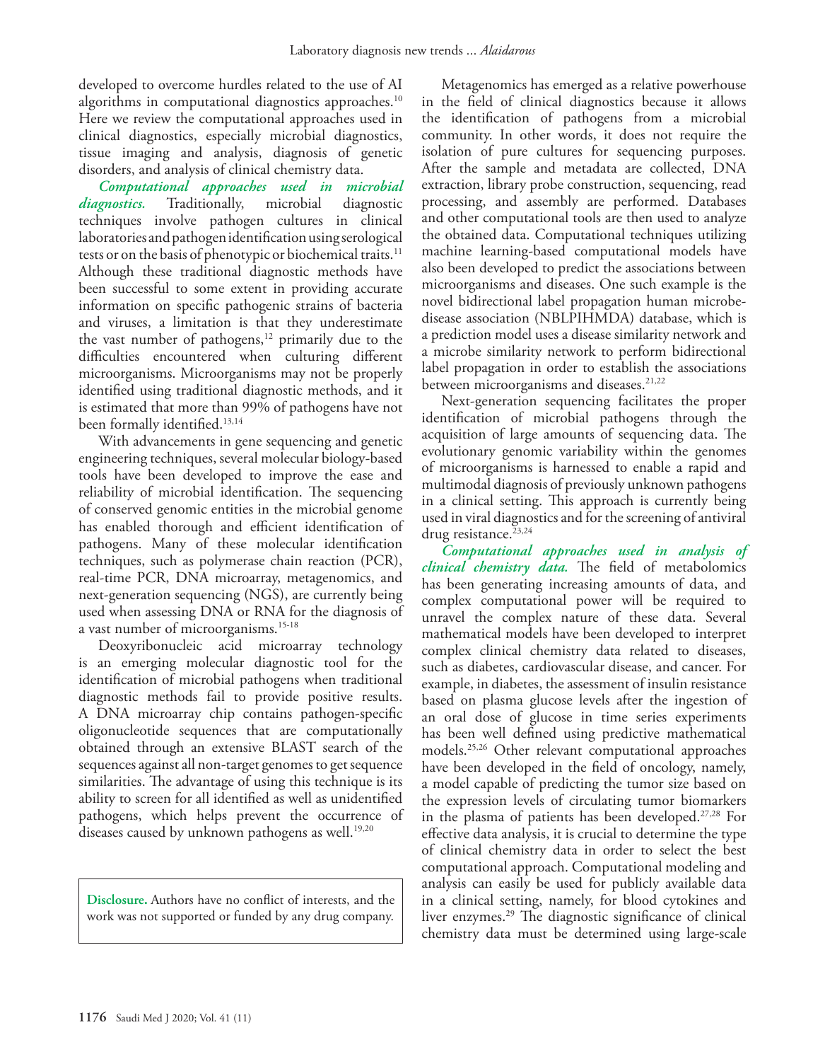developed to overcome hurdles related to the use of AI algorithms in computational diagnostics approaches.[10] Here we review the computational approaches used in clinical diagnostics, especially microbial diagnostics, tissue imaging and analysis, diagnosis of genetic disorders, and analysis of clinical chemistry data.

***Computational approaches used in microbial diagnostics.*** Traditionally, microbial diagnostic techniques involve pathogen cultures in clinical laboratories and pathogen identification using serological tests or on the basis of phenotypic or biochemical traits.[11] Although these traditional diagnostic methods have been successful to some extent in providing accurate information on specific pathogenic strains of bacteria and viruses, a limitation is that they underestimate the vast number of pathogens,[12] primarily due to the difficulties encountered when culturing different microorganisms. Microorganisms may not be properly identified using traditional diagnostic methods, and it is estimated that more than 99% of pathogens have not been formally identified.[13,14]

With advancements in gene sequencing and genetic engineering techniques, several molecular biology-based tools have been developed to improve the ease and reliability of microbial identification. The sequencing of conserved genomic entities in the microbial genome has enabled thorough and efficient identification of pathogens. Many of these molecular identification techniques, such as polymerase chain reaction (PCR), real-time PCR, DNA microarray, metagenomics, and next-generation sequencing (NGS), are currently being used when assessing DNA or RNA for the diagnosis of a vast number of microorganisms.[15-18]

Deoxyribonucleic acid microarray technology is an emerging molecular diagnostic tool for the identification of microbial pathogens when traditional diagnostic methods fail to provide positive results. A DNA microarray chip contains pathogen-specific oligonucleotide sequences that are computationally obtained through an extensive BLAST search of the sequences against all non-target genomes to get sequence similarities. The advantage of using this technique is its ability to screen for all identified as well as unidentified pathogens, which helps prevent the occurrence of diseases caused by unknown pathogens as well.[19,20]

**Disclosure.** Authors have no conflict of interests, and the work was not supported or funded by any drug company.

Metagenomics has emerged as a relative powerhouse in the field of clinical diagnostics because it allows the identification of pathogens from a microbial community. In other words, it does not require the isolation of pure cultures for sequencing purposes. After the sample and metadata are collected, DNA extraction, library probe construction, sequencing, read processing, and assembly are performed. Databases and other computational tools are then used to analyze the obtained data. Computational techniques utilizing machine learning-based computational models have also been developed to predict the associations between microorganisms and diseases. One such example is the novel bidirectional label propagation human microbe-disease association (NBLPIHMDA) database, which is a prediction model uses a disease similarity network and a microbe similarity network to perform bidirectional label propagation in order to establish the associations between microorganisms and diseases.[21,22]

Next-generation sequencing facilitates the proper identification of microbial pathogens through the acquisition of large amounts of sequencing data. The evolutionary genomic variability within the genomes of microorganisms is harnessed to enable a rapid and multimodal diagnosis of previously unknown pathogens in a clinical setting. This approach is currently being used in viral diagnostics and for the screening of antiviral drug resistance.[23,24]

***Computational approaches used in analysis of clinical chemistry data.*** The field of metabolomics has been generating increasing amounts of data, and complex computational power will be required to unravel the complex nature of these data. Several mathematical models have been developed to interpret complex clinical chemistry data related to diseases, such as diabetes, cardiovascular disease, and cancer. For example, in diabetes, the assessment of insulin resistance based on plasma glucose levels after the ingestion of an oral dose of glucose in time series experiments has been well defined using predictive mathematical models.[25,26] Other relevant computational approaches have been developed in the field of oncology, namely, a model capable of predicting the tumor size based on the expression levels of circulating tumor biomarkers in the plasma of patients has been developed.[27,28] For effective data analysis, it is crucial to determine the type of clinical chemistry data in order to select the best computational approach. Computational modeling and analysis can easily be used for publicly available data in a clinical setting, namely, for blood cytokines and liver enzymes.[29] The diagnostic significance of clinical chemistry data must be determined using large-scale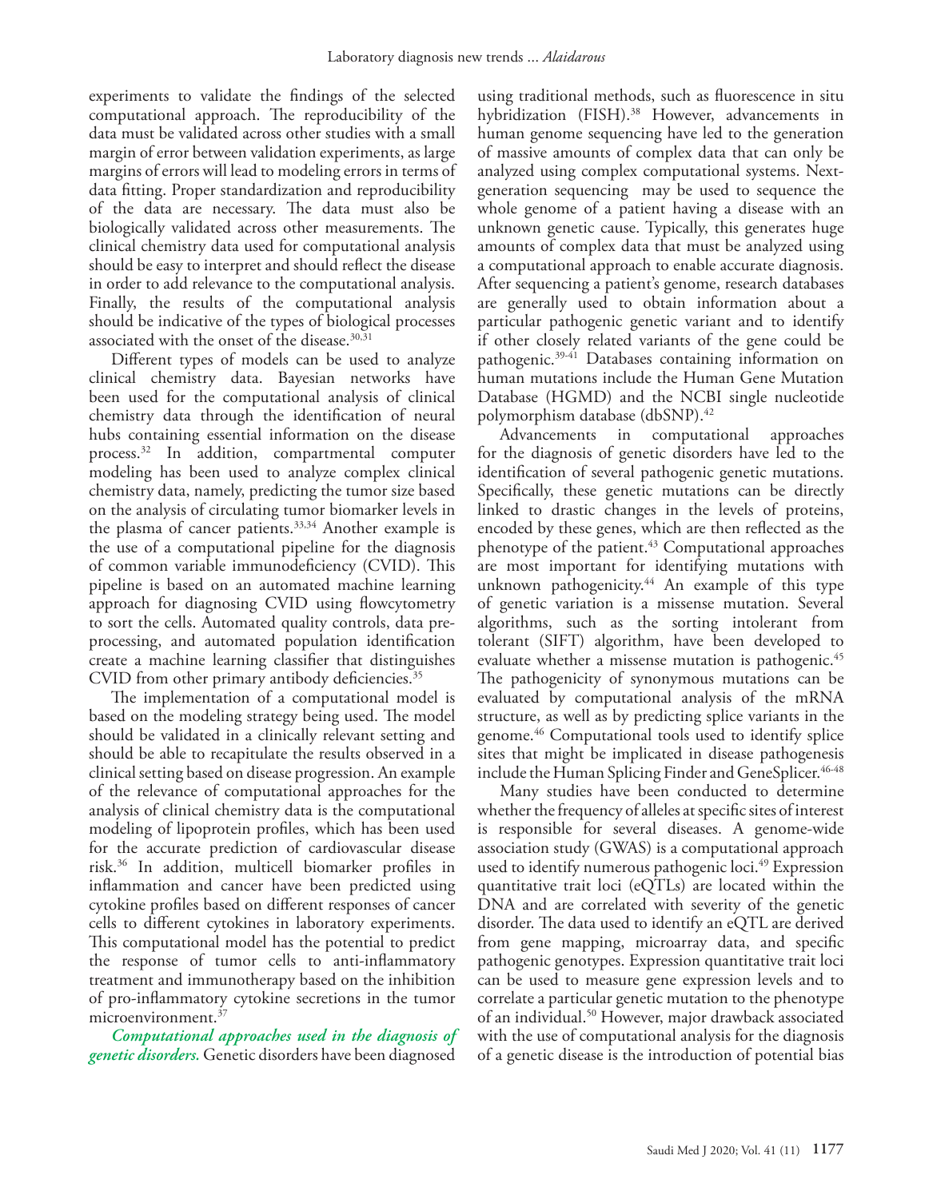experiments to validate the findings of the selected computational approach. The reproducibility of the data must be validated across other studies with a small margin of error between validation experiments, as large margins of errors will lead to modeling errors in terms of data fitting. Proper standardization and reproducibility of the data are necessary. The data must also be biologically validated across other measurements. The clinical chemistry data used for computational analysis should be easy to interpret and should reflect the disease in order to add relevance to the computational analysis. Finally, the results of the computational analysis should be indicative of the types of biological processes associated with the onset of the disease.[30,31]

Different types of models can be used to analyze clinical chemistry data. Bayesian networks have been used for the computational analysis of clinical chemistry data through the identification of neural hubs containing essential information on the disease process.[32] In addition, compartmental computer modeling has been used to analyze complex clinical chemistry data, namely, predicting the tumor size based on the analysis of circulating tumor biomarker levels in the plasma of cancer patients.[33,34] Another example is the use of a computational pipeline for the diagnosis of common variable immunodeficiency (CVID). This pipeline is based on an automated machine learning approach for diagnosing CVID using flowcytometry to sort the cells. Automated quality controls, data pre-processing, and automated population identification create a machine learning classifier that distinguishes CVID from other primary antibody deficiencies.[35]

The implementation of a computational model is based on the modeling strategy being used. The model should be validated in a clinically relevant setting and should be able to recapitulate the results observed in a clinical setting based on disease progression. An example of the relevance of computational approaches for the analysis of clinical chemistry data is the computational modeling of lipoprotein profiles, which has been used for the accurate prediction of cardiovascular disease risk.[36] In addition, multicell biomarker profiles in inflammation and cancer have been predicted using cytokine profiles based on different responses of cancer cells to different cytokines in laboratory experiments. This computational model has the potential to predict the response of tumor cells to anti-inflammatory treatment and immunotherapy based on the inhibition of pro-inflammatory cytokine secretions in the tumor microenvironment.[37]

***Computational approaches used in the diagnosis of genetic disorders.*** Genetic disorders have been diagnosed using traditional methods, such as fluorescence in situ hybridization (FISH).[38] However, advancements in human genome sequencing have led to the generation of massive amounts of complex data that can only be analyzed using complex computational systems. Next-generation sequencing may be used to sequence the whole genome of a patient having a disease with an unknown genetic cause. Typically, this generates huge amounts of complex data that must be analyzed using a computational approach to enable accurate diagnosis. After sequencing a patient's genome, research databases are generally used to obtain information about a particular pathogenic genetic variant and to identify if other closely related variants of the gene could be pathogenic.[39-41] Databases containing information on human mutations include the Human Gene Mutation Database (HGMD) and the NCBI single nucleotide polymorphism database (dbSNP).[42]

Advancements in computational approaches for the diagnosis of genetic disorders have led to the identification of several pathogenic genetic mutations. Specifically, these genetic mutations can be directly linked to drastic changes in the levels of proteins, encoded by these genes, which are then reflected as the phenotype of the patient.[43] Computational approaches are most important for identifying mutations with unknown pathogenicity.[44] An example of this type of genetic variation is a missense mutation. Several algorithms, such as the sorting intolerant from tolerant (SIFT) algorithm, have been developed to evaluate whether a missense mutation is pathogenic.[45] The pathogenicity of synonymous mutations can be evaluated by computational analysis of the mRNA structure, as well as by predicting splice variants in the genome.[46] Computational tools used to identify splice sites that might be implicated in disease pathogenesis include the Human Splicing Finder and GeneSplicer.[46-48]

Many studies have been conducted to determine whether the frequency of alleles at specific sites of interest is responsible for several diseases. A genome-wide association study (GWAS) is a computational approach used to identify numerous pathogenic loci.[49] Expression quantitative trait loci (eQTLs) are located within the DNA and are correlated with severity of the genetic disorder. The data used to identify an eQTL are derived from gene mapping, microarray data, and specific pathogenic genotypes. Expression quantitative trait loci can be used to measure gene expression levels and to correlate a particular genetic mutation to the phenotype of an individual.[50] However, major drawback associated with the use of computational analysis for the diagnosis of a genetic disease is the introduction of potential bias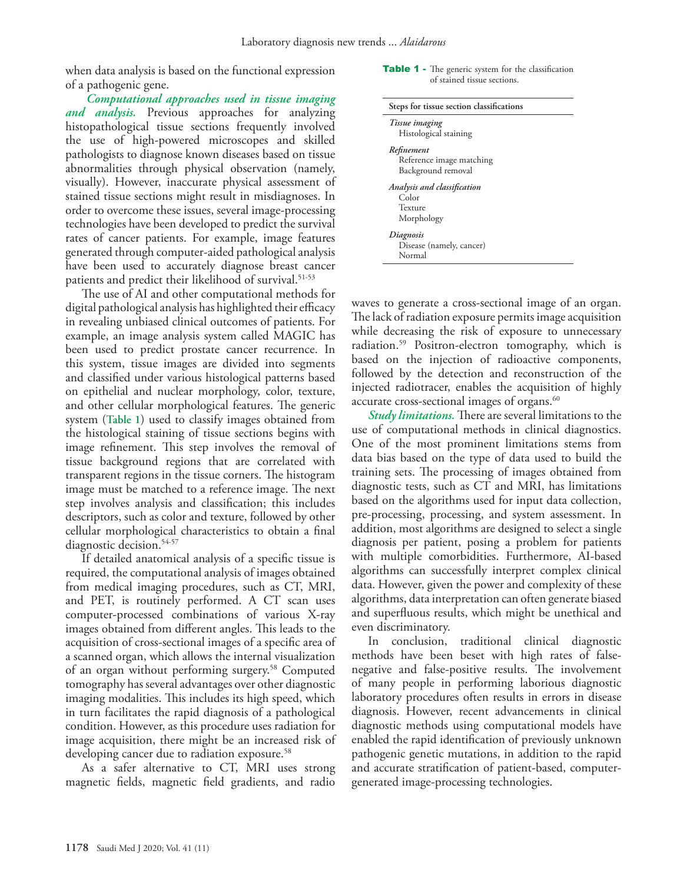when data analysis is based on the functional expression of a pathogenic gene.

***Computational approaches used in tissue imaging and analysis.*** Previous approaches for analyzing histopathological tissue sections frequently involved the use of high-powered microscopes and skilled pathologists to diagnose known diseases based on tissue abnormalities through physical observation (namely, visually). However, inaccurate physical assessment of stained tissue sections might result in misdiagnoses. In order to overcome these issues, several image-processing technologies have been developed to predict the survival rates of cancer patients. For example, image features generated through computer-aided pathological analysis have been used to accurately diagnose breast cancer patients and predict their likelihood of survival.[51-53]

The use of AI and other computational methods for digital pathological analysis has highlighted their efficacy in revealing unbiased clinical outcomes of patients. For example, an image analysis system called MAGIC has been used to predict prostate cancer recurrence. In this system, tissue images are divided into segments and classified under various histological patterns based on epithelial and nuclear morphology, color, texture, and other cellular morphological features. The generic system (**Table 1**) used to classify images obtained from the histological staining of tissue sections begins with image refinement. This step involves the removal of tissue background regions that are correlated with transparent regions in the tissue corners. The histogram image must be matched to a reference image. The next step involves analysis and classification; this includes descriptors, such as color and texture, followed by other cellular morphological characteristics to obtain a final diagnostic decision.[54-57]

**Table 1** - The generic system for the classification of stained tissue sections.

| Steps for tissue section classifications |
| --- |
| *Tissue imaging* |
| Histological staining |
| *Refinement* |
| Reference image matching |
| Background removal |
| *Analysis and classification* |
| Color |
| Texture |
| Morphology |
| *Diagnosis* |
| Disease (namely, cancer) |
| Normal |

If detailed anatomical analysis of a specific tissue is required, the computational analysis of images obtained from medical imaging procedures, such as CT, MRI, and PET, is routinely performed. A CT scan uses computer-processed combinations of various X-ray images obtained from different angles. This leads to the acquisition of cross-sectional images of a specific area of a scanned organ, which allows the internal visualization of an organ without performing surgery.[58] Computed tomography has several advantages over other diagnostic imaging modalities. This includes its high speed, which in turn facilitates the rapid diagnosis of a pathological condition. However, as this procedure uses radiation for image acquisition, there might be an increased risk of developing cancer due to radiation exposure.[58]

As a safer alternative to CT, MRI uses strong magnetic fields, magnetic field gradients, and radio waves to generate a cross-sectional image of an organ. The lack of radiation exposure permits image acquisition while decreasing the risk of exposure to unnecessary radiation.[59] Positron-electron tomography, which is based on the injection of radioactive components, followed by the detection and reconstruction of the injected radiotracer, enables the acquisition of highly accurate cross-sectional images of organs.[60]

***Study limitations.*** There are several limitations to the use of computational methods in clinical diagnostics. One of the most prominent limitations stems from data bias based on the type of data used to build the training sets. The processing of images obtained from diagnostic tests, such as CT and MRI, has limitations based on the algorithms used for input data collection, pre-processing, processing, and system assessment. In addition, most algorithms are designed to select a single diagnosis per patient, posing a problem for patients with multiple comorbidities. Furthermore, AI-based algorithms can successfully interpret complex clinical data. However, given the power and complexity of these algorithms, data interpretation can often generate biased and superfluous results, which might be unethical and even discriminatory.

In conclusion, traditional clinical diagnostic methods have been beset with high rates of false-negative and false-positive results. The involvement of many people in performing laborious diagnostic laboratory procedures often results in errors in disease diagnosis. However, recent advancements in clinical diagnostic methods using computational models have enabled the rapid identification of previously unknown pathogenic genetic mutations, in addition to the rapid and accurate stratification of patient-based, computer-generated image-processing technologies.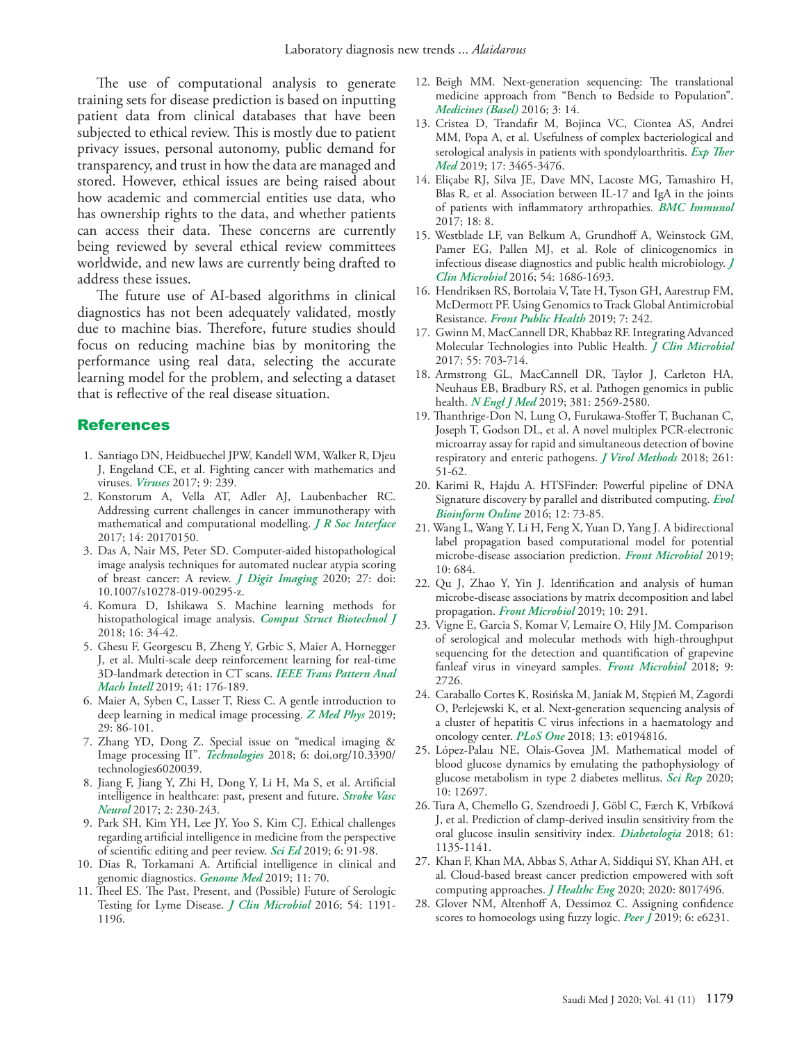The use of computational analysis to generate training sets for disease prediction is based on inputting patient data from clinical databases that have been subjected to ethical review. This is mostly due to patient privacy issues, personal autonomy, public demand for transparency, and trust in how the data are managed and stored. However, ethical issues are being raised about how academic and commercial entities use data, who has ownership rights to the data, and whether patients can access their data. These concerns are currently being reviewed by several ethical review committees worldwide, and new laws are currently being drafted to address these issues.

The future use of AI-based algorithms in clinical diagnostics has not been adequately validated, mostly due to machine bias. Therefore, future studies should focus on reducing machine bias by monitoring the performance using real data, selecting the accurate learning model for the problem, and selecting a dataset that is reflective of the real disease situation.

## References

1. Santiago DN, Heidbuechel JPW, Kandell WM, Walker R, Djeu J, Engeland CE, et al. Fighting cancer with mathematics and viruses. *Viruses* 2017; 9: 239.
2. Konstorum A, Vella AT, Adler AJ, Laubenbacher RC. Addressing current challenges in cancer immunotherapy with mathematical and computational modelling. *J R Soc Interface* 2017; 14: 20170150.
3. Das A, Nair MS, Peter SD. Computer-aided histopathological image analysis techniques for automated nuclear atypia scoring of breast cancer: A review. *J Digit Imaging* 2020; 27: doi: 10.1007/s10278-019-00295-z.
4. Komura D, Ishikawa S. Machine learning methods for histopathological image analysis. *Comput Struct Biotechnol J* 2018; 16: 34-42.
5. Ghesu F, Georgescu B, Zheng Y, Grbic S, Maier A, Hornegger J, et al. Multi-scale deep reinforcement learning for real-time 3D-landmark detection in CT scans. *IEEE Trans Pattern Anal Mach Intell* 2019; 41: 176-189.
6. Maier A, Syben C, Lasser T, Riess C. A gentle introduction to deep learning in medical image processing. *Z Med Phys* 2019; 29: 86-101.
7. Zhang YD, Dong Z. Special issue on "medical imaging & Image processing II". *Technologies* 2018; 6: doi.org/10.3390/technologies6020039.
8. Jiang F, Jiang Y, Zhi H, Dong Y, Li H, Ma S, et al. Artificial intelligence in healthcare: past, present and future. *Stroke Vasc Neurol* 2017; 2: 230-243.
9. Park SH, Kim YH, Lee JY, Yoo S, Kim CJ. Ethical challenges regarding artificial intelligence in medicine from the perspective of scientific editing and peer review. *Sci Ed* 2019; 6: 91-98.
10. Dias R, Torkamani A. Artificial intelligence in clinical and genomic diagnostics. *Genome Med* 2019; 11: 70.
11. Theel ES. The Past, Present, and (Possible) Future of Serologic Testing for Lyme Disease. *J Clin Microbiol* 2016; 54: 1191-1196.
12. Beigh MM. Next-generation sequencing: The translational medicine approach from "Bench to Bedside to Population". *Medicines (Basel)* 2016; 3: 14.
13. Cristea D, Trandafir M, Bojinca VC, Ciontea AS, Andrei MM, Popa A, et al. Usefulness of complex bacteriological and serological analysis in patients with spondyloarthritis. *Exp Ther Med* 2019; 17: 3465-3476.
14. Eliçabe RJ, Silva JE, Dave MN, Lacoste MG, Tamashiro H, Blas R, et al. Association between IL-17 and IgA in the joints of patients with inflammatory arthropathies. *BMC Immunol* 2017; 18: 8.
15. Westblade LF, van Belkum A, Grundhoff A, Weinstock GM, Pamer EG, Pallen MJ, et al. Role of clinicogenomics in infectious disease diagnostics and public health microbiology. *J Clin Microbiol* 2016; 54: 1686-1693.
16. Hendriksen RS, Bortolaia V, Tate H, Tyson GH, Aarestrup FM, McDermott PF. Using Genomics to Track Global Antimicrobial Resistance. *Front Public Health* 2019; 7: 242.
17. Gwinn M, MacCannell DR, Khabbaz RF. Integrating Advanced Molecular Technologies into Public Health. *J Clin Microbiol* 2017; 55: 703-714.
18. Armstrong GL, MacCannell DR, Taylor J, Carleton HA, Neuhaus EB, Bradbury RS, et al. Pathogen genomics in public health. *N Engl J Med* 2019; 381: 2569-2580.
19. Thanthrige-Don N, Lung O, Furukawa-Stoffer T, Buchanan C, Joseph T, Godson DL, et al. A novel multiplex PCR-electronic microarray assay for rapid and simultaneous detection of bovine respiratory and enteric pathogens. *J Virol Methods* 2018; 261: 51-62.
20. Karimi R, Hajdu A. HTSFinder: Powerful pipeline of DNA Signature discovery by parallel and distributed computing. *Evol Bioinform Online* 2016; 12: 73-85.
21. Wang L, Wang Y, Li H, Feng X, Yuan D, Yang J. A bidirectional label propagation based computational model for potential microbe-disease association prediction. *Front Microbiol* 2019; 10: 684.
22. Qu J, Zhao Y, Yin J. Identification and analysis of human microbe-disease associations by matrix decomposition and label propagation. *Front Microbiol* 2019; 10: 291.
23. Vigne E, Garcia S, Komar V, Lemaire O, Hily JM. Comparison of serological and molecular methods with high-throughput sequencing for the detection and quantification of grapevine fanleaf virus in vineyard samples. *Front Microbiol* 2018; 9: 2726.
24. Caraballo Cortes K, Rosińska M, Janiak M, Stępień M, Zagordi O, Perlejewski K, et al. Next-generation sequencing analysis of a cluster of hepatitis C virus infections in a haematology and oncology center. *PLoS One* 2018; 13: e0194816.
25. López-Palau NE, Olais-Govea JM. Mathematical model of blood glucose dynamics by emulating the pathophysiology of glucose metabolism in type 2 diabetes mellitus. *Sci Rep* 2020; 10: 12697.
26. Tura A, Chemello G, Szendroedi J, Göbl C, Færch K, Vrbíková J, et al. Prediction of clamp-derived insulin sensitivity from the oral glucose insulin sensitivity index. *Diabetologia* 2018; 61: 1135-1141.
27. Khan F, Khan MA, Abbas S, Athar A, Siddiqui SY, Khan AH, et al. Cloud-based breast cancer prediction empowered with soft computing approaches. *J Healthc Eng* 2020; 2020: 8017496.
28. Glover NM, Altenhoff A, Dessimoz C. Assigning confidence scores to homoeologs using fuzzy logic. *Peer J* 2019; 6: e6231.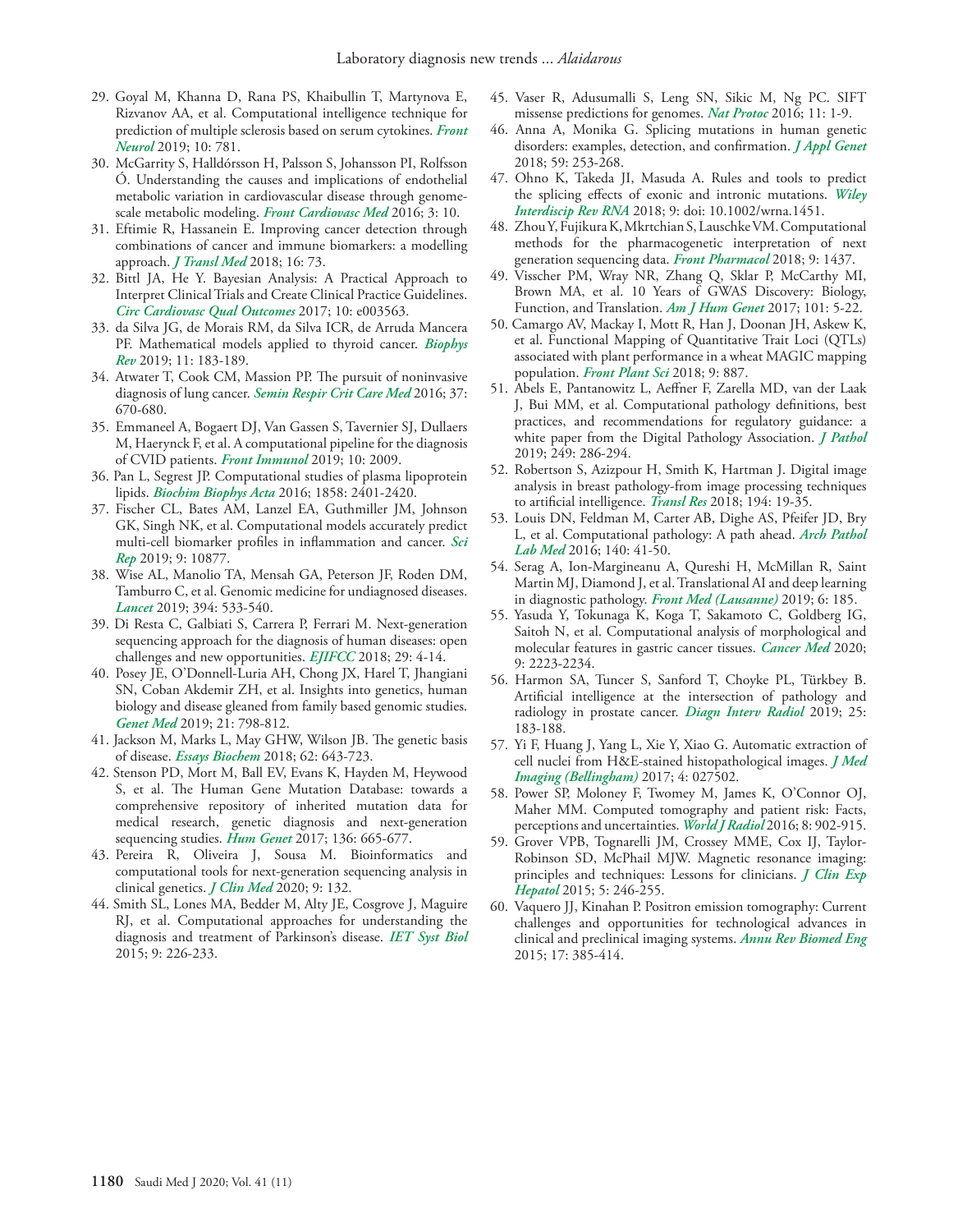29. Goyal M, Khanna D, Rana PS, Khaibullin T, Martynova E, Rizvanov AA, et al. Computational intelligence technique for prediction of multiple sclerosis based on serum cytokines. *Front Neurol* 2019; 10: 781.
30. McGarrity S, Halldórsson H, Palsson S, Johansson PI, Rolfsson Ó. Understanding the causes and implications of endothelial metabolic variation in cardiovascular disease through genome-scale metabolic modeling. *Front Cardiovasc Med* 2016; 3: 10.
31. Eftimie R, Hassanein E. Improving cancer detection through combinations of cancer and immune biomarkers: a modelling approach. *J Transl Med* 2018; 16: 73.
32. Bittl JA, He Y. Bayesian Analysis: A Practical Approach to Interpret Clinical Trials and Create Clinical Practice Guidelines. *Circ Cardiovasc Qual Outcomes* 2017; 10: e003563.
33. da Silva JG, de Morais RM, da Silva ICR, de Arruda Mancera PF. Mathematical models applied to thyroid cancer. *Biophys Rev* 2019; 11: 183-189.
34. Atwater T, Cook CM, Massion PP. The pursuit of noninvasive diagnosis of lung cancer. *Semin Respir Crit Care Med* 2016; 37: 670-680.
35. Emmaneel A, Bogaert DJ, Van Gassen S, Tavernier SJ, Dullaers M, Haerynck F, et al. A computational pipeline for the diagnosis of CVID patients. *Front Immunol* 2019; 10: 2009.
36. Pan L, Segrest JP. Computational studies of plasma lipoprotein lipids. *Biochim Biophys Acta* 2016; 1858: 2401-2420.
37. Fischer CL, Bates AM, Lanzel EA, Guthmiller JM, Johnson GK, Singh NK, et al. Computational models accurately predict multi-cell biomarker profiles in inflammation and cancer. *Sci Rep* 2019; 9: 10877.
38. Wise AL, Manolio TA, Mensah GA, Peterson JF, Roden DM, Tamburro C, et al. Genomic medicine for undiagnosed diseases. *Lancet* 2019; 394: 533-540.
39. Di Resta C, Galbiati S, Carrera P, Ferrari M. Next-generation sequencing approach for the diagnosis of human diseases: open challenges and new opportunities. *EJIFCC* 2018; 29: 4-14.
40. Posey JE, O'Donnell-Luria AH, Chong JX, Harel T, Jhangiani SN, Coban Akdemir ZH, et al. Insights into genetics, human biology and disease gleaned from family based genomic studies. *Genet Med* 2019; 21: 798-812.
41. Jackson M, Marks L, May GHW, Wilson JB. The genetic basis of disease. *Essays Biochem* 2018; 62: 643-723.
42. Stenson PD, Mort M, Ball EV, Evans K, Hayden M, Heywood S, et al. The Human Gene Mutation Database: towards a comprehensive repository of inherited mutation data for medical research, genetic diagnosis and next-generation sequencing studies. *Hum Genet* 2017; 136: 665-677.
43. Pereira R, Oliveira J, Sousa M. Bioinformatics and computational tools for next-generation sequencing analysis in clinical genetics. *J Clin Med* 2020; 9: 132.
44. Smith SL, Lones MA, Bedder M, Alty JE, Cosgrove J, Maguire RJ, et al. Computational approaches for understanding the diagnosis and treatment of Parkinson's disease. *IET Syst Biol* 2015; 9: 226-233.
45. Vaser R, Adusumalli S, Leng SN, Sikic M, Ng PC. SIFT missense predictions for genomes. *Nat Protoc* 2016; 11: 1-9.
46. Anna A, Monika G. Splicing mutations in human genetic disorders: examples, detection, and confirmation. *J Appl Genet* 2018; 59: 253-268.
47. Ohno K, Takeda JI, Masuda A. Rules and tools to predict the splicing effects of exonic and intronic mutations. *Wiley Interdiscip Rev RNA* 2018; 9: doi: 10.1002/wrna.1451.
48. Zhou Y, Fujikura K, Mkrtchian S, Lauschke VM. Computational methods for the pharmacogenetic interpretation of next generation sequencing data. *Front Pharmacol* 2018; 9: 1437.
49. Visscher PM, Wray NR, Zhang Q, Sklar P, McCarthy MI, Brown MA, et al. 10 Years of GWAS Discovery: Biology, Function, and Translation. *Am J Hum Genet* 2017; 101: 5-22.
50. Camargo AV, Mackay I, Mott R, Han J, Doonan JH, Askew K, et al. Functional Mapping of Quantitative Trait Loci (QTLs) associated with plant performance in a wheat MAGIC mapping population. *Front Plant Sci* 2018; 9: 887.
51. Abels E, Pantanowitz L, Aeffner F, Zarella MD, van der Laak J, Bui MM, et al. Computational pathology definitions, best practices, and recommendations for regulatory guidance: a white paper from the Digital Pathology Association. *J Pathol* 2019; 249: 286-294.
52. Robertson S, Azizpour H, Smith K, Hartman J. Digital image analysis in breast pathology-from image processing techniques to artificial intelligence. *Transl Res* 2018; 194: 19-35.
53. Louis DN, Feldman M, Carter AB, Dighe AS, Pfeifer JD, Bry L, et al. Computational pathology: A path ahead. *Arch Pathol Lab Med* 2016; 140: 41-50.
54. Serag A, Ion-Margineanu A, Qureshi H, McMillan R, Saint Martin MJ, Diamond J, et al. Translational AI and deep learning in diagnostic pathology. *Front Med (Lausanne)* 2019; 6: 185.
55. Yasuda Y, Tokunaga K, Koga T, Sakamoto C, Goldberg IG, Saitoh N, et al. Computational analysis of morphological and molecular features in gastric cancer tissues. *Cancer Med* 2020; 9: 2223-2234.
56. Harmon SA, Tuncer S, Sanford T, Choyke PL, Türkbey B. Artificial intelligence at the intersection of pathology and radiology in prostate cancer. *Diagn Interv Radiol* 2019; 25: 183-188.
57. Yi F, Huang J, Yang L, Xie Y, Xiao G. Automatic extraction of cell nuclei from H&E-stained histopathological images. *J Med Imaging (Bellingham)* 2017; 4: 027502.
58. Power SP, Moloney F, Twomey M, James K, O'Connor OJ, Maher MM. Computed tomography and patient risk: Facts, perceptions and uncertainties. *World J Radiol* 2016; 8: 902-915.
59. Grover VPB, Tognarelli JM, Crossey MME, Cox IJ, Taylor-Robinson SD, McPhail MJW. Magnetic resonance imaging: principles and techniques: Lessons for clinicians. *J Clin Exp Hepatol* 2015; 5: 246-255.
60. Vaquero JJ, Kinahan P. Positron emission tomography: Current challenges and opportunities for technological advances in clinical and preclinical imaging systems. *Annu Rev Biomed Eng* 2015; 17: 385-414.